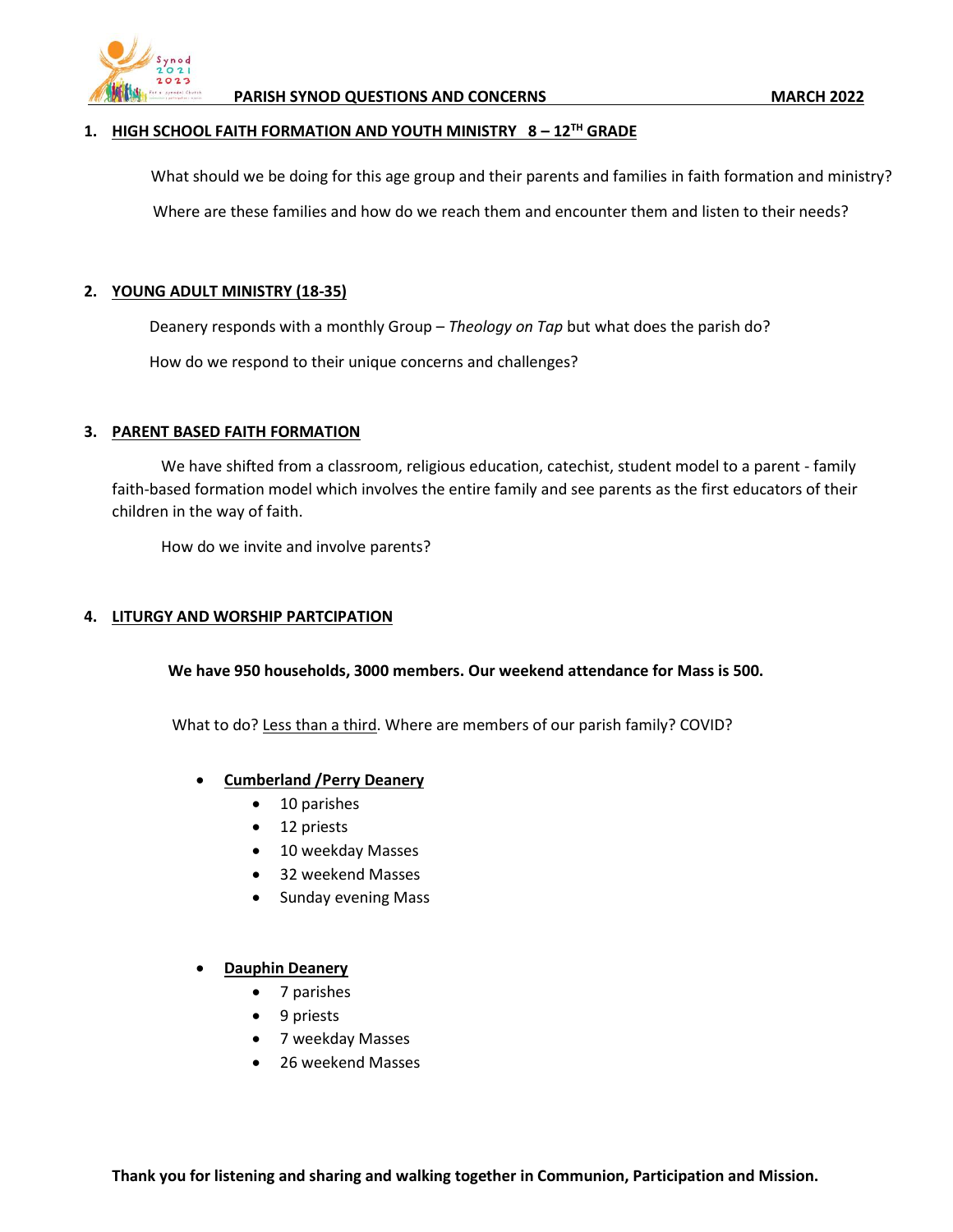# PARISH SYNOD QUESTIONS AND CONCERNS — MARCH 2022

## 1. HIGH SCHOOL FAITH FORMATION AND YOUTH MINISTRY 8 – 12TH GRADE

What should we be doing for this age group and their parents and families in faith formation and ministry?

Where are these families and how do we reach them and encounter them and listen to their needs?

## 2. YOUNG ADULT MINISTRY (18-35)

Deanery responds with a monthly Group – *Theology on Tap* but what does the parish do?

How do we respond to their unique concerns and challenges?

## 3. PARENT BASED FAITH FORMATION

We have shifted from a classroom, religious education, catechist, student model to a parent - family faith-based formation model which involves the entire family and see parents as the first educators of their children in the way of faith.

How do we invite and involve parents?

## 4. LITURGY AND WORSHIP PARTCIPATION

**We have 950 households, 3000 members. Our weekend attendance for Mass is 500.**

What to do? Less than a third. Where are members of our parish family? COVID?

- **Cumberland /Perry Deanery**
  - 10 parishes
  - 12 priests
  - 10 weekday Masses
  - 32 weekend Masses
  - Sunday evening Mass

- **Dauphin Deanery**
  - 7 parishes
  - 9 priests
  - 7 weekday Masses
  - 26 weekend Masses

**Thank you for listening and sharing and walking together in Communion, Participation and Mission.**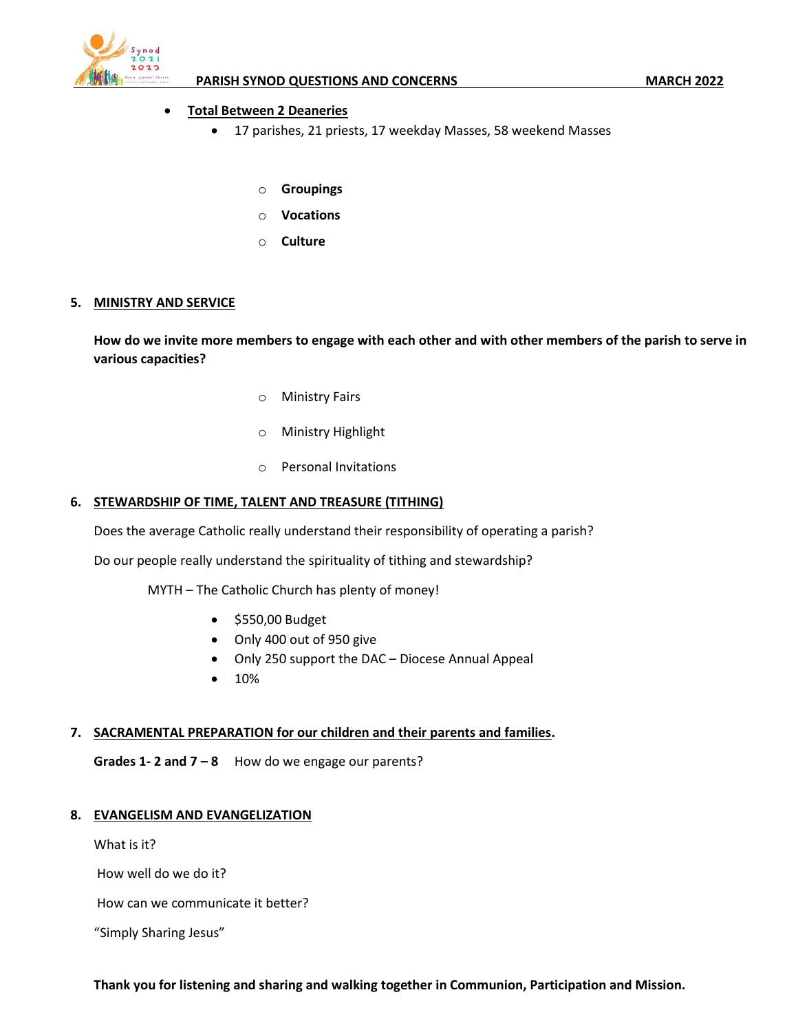- **Total Between 2 Deaneries**
  - 17 parishes, 21 priests, 17 weekday Masses, 58 weekend Masses

    - **Groupings**
    - **Vocations**
    - **Culture**

5. **MINISTRY AND SERVICE**

   **How do we invite more members to engage with each other and with other members of the parish to serve in various capacities?**

   - Ministry Fairs
   - Ministry Highlight
   - Personal Invitations

6. **STEWARDSHIP OF TIME, TALENT AND TREASURE (TITHING)**

   Does the average Catholic really understand their responsibility of operating a parish?

   Do our people really understand the spirituality of tithing and stewardship?

   MYTH – The Catholic Church has plenty of money!

   - $550,00 Budget
   - Only 400 out of 950 give
   - Only 250 support the DAC – Diocese Annual Appeal
   - 10%

7. **SACRAMENTAL PREPARATION for our children and their parents and families.**

   **Grades 1- 2 and 7 – 8** How do we engage our parents?

8. **EVANGELISM AND EVANGELIZATION**

   What is it?

   How well do we do it?

   How can we communicate it better?

   "Simply Sharing Jesus"

**Thank you for listening and sharing and walking together in Communion, Participation and Mission.**